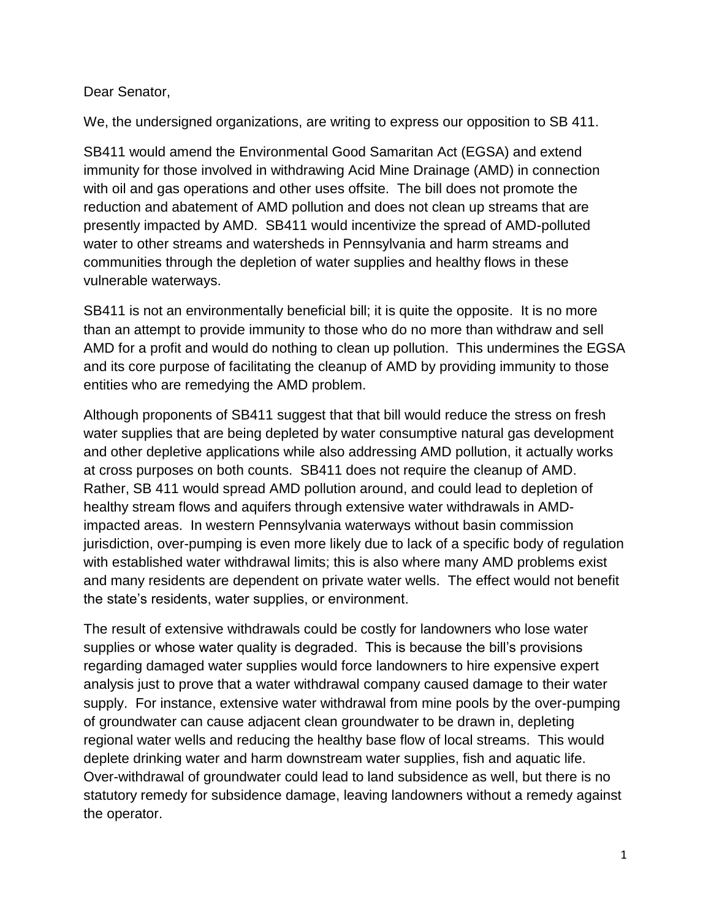Dear Senator,

We, the undersigned organizations, are writing to express our opposition to SB 411.

SB411 would amend the Environmental Good Samaritan Act (EGSA) and extend immunity for those involved in withdrawing Acid Mine Drainage (AMD) in connection with oil and gas operations and other uses offsite. The bill does not promote the reduction and abatement of AMD pollution and does not clean up streams that are presently impacted by AMD. SB411 would incentivize the spread of AMD-polluted water to other streams and watersheds in Pennsylvania and harm streams and communities through the depletion of water supplies and healthy flows in these vulnerable waterways.

SB411 is not an environmentally beneficial bill; it is quite the opposite. It is no more than an attempt to provide immunity to those who do no more than withdraw and sell AMD for a profit and would do nothing to clean up pollution. This undermines the EGSA and its core purpose of facilitating the cleanup of AMD by providing immunity to those entities who are remedying the AMD problem.

Although proponents of SB411 suggest that that bill would reduce the stress on fresh water supplies that are being depleted by water consumptive natural gas development and other depletive applications while also addressing AMD pollution, it actually works at cross purposes on both counts. SB411 does not require the cleanup of AMD. Rather, SB 411 would spread AMD pollution around, and could lead to depletion of healthy stream flows and aquifers through extensive water withdrawals in AMD-impacted areas. In western Pennsylvania waterways without basin commission jurisdiction, over-pumping is even more likely due to lack of a specific body of regulation with established water withdrawal limits; this is also where many AMD problems exist and many residents are dependent on private water wells. The effect would not benefit the state's residents, water supplies, or environment.

The result of extensive withdrawals could be costly for landowners who lose water supplies or whose water quality is degraded. This is because the bill's provisions regarding damaged water supplies would force landowners to hire expensive expert analysis just to prove that a water withdrawal company caused damage to their water supply. For instance, extensive water withdrawal from mine pools by the over-pumping of groundwater can cause adjacent clean groundwater to be drawn in, depleting regional water wells and reducing the healthy base flow of local streams. This would deplete drinking water and harm downstream water supplies, fish and aquatic life. Over-withdrawal of groundwater could lead to land subsidence as well, but there is no statutory remedy for subsidence damage, leaving landowners without a remedy against the operator.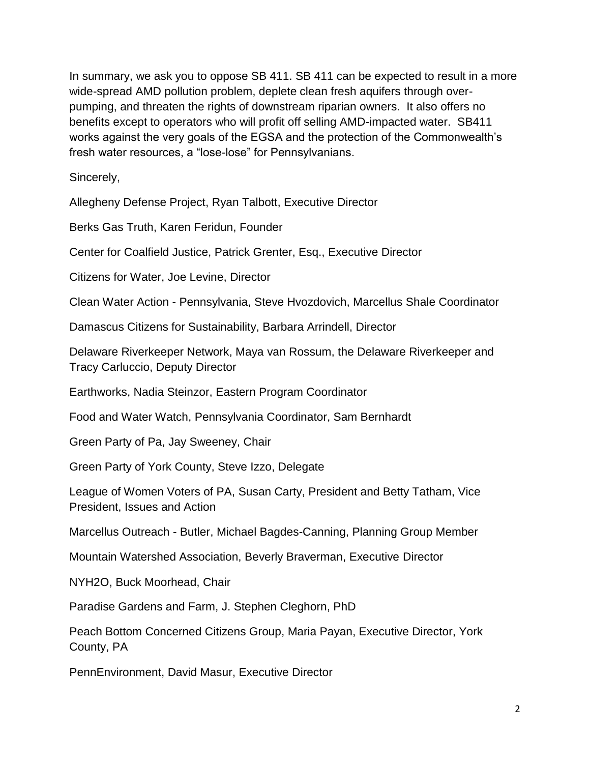In summary, we ask you to oppose SB 411. SB 411 can be expected to result in a more wide-spread AMD pollution problem, deplete clean fresh aquifers through over-pumping, and threaten the rights of downstream riparian owners. It also offers no benefits except to operators who will profit off selling AMD-impacted water. SB411 works against the very goals of the EGSA and the protection of the Commonwealth's fresh water resources, a "lose-lose" for Pennsylvanians.

Sincerely,

Allegheny Defense Project, Ryan Talbott, Executive Director

Berks Gas Truth, Karen Feridun, Founder

Center for Coalfield Justice, Patrick Grenter, Esq., Executive Director

Citizens for Water, Joe Levine, Director

Clean Water Action - Pennsylvania, Steve Hvozdovich, Marcellus Shale Coordinator

Damascus Citizens for Sustainability, Barbara Arrindell, Director

Delaware Riverkeeper Network, Maya van Rossum, the Delaware Riverkeeper and Tracy Carluccio, Deputy Director

Earthworks, Nadia Steinzor, Eastern Program Coordinator

Food and Water Watch, Pennsylvania Coordinator, Sam Bernhardt

Green Party of Pa, Jay Sweeney, Chair

Green Party of York County, Steve Izzo, Delegate

League of Women Voters of PA, Susan Carty, President and Betty Tatham, Vice President, Issues and Action

Marcellus Outreach - Butler, Michael Bagdes-Canning, Planning Group Member

Mountain Watershed Association, Beverly Braverman, Executive Director

NYH2O, Buck Moorhead, Chair

Paradise Gardens and Farm, J. Stephen Cleghorn, PhD

Peach Bottom Concerned Citizens Group, Maria Payan, Executive Director, York County, PA

PennEnvironment, David Masur, Executive Director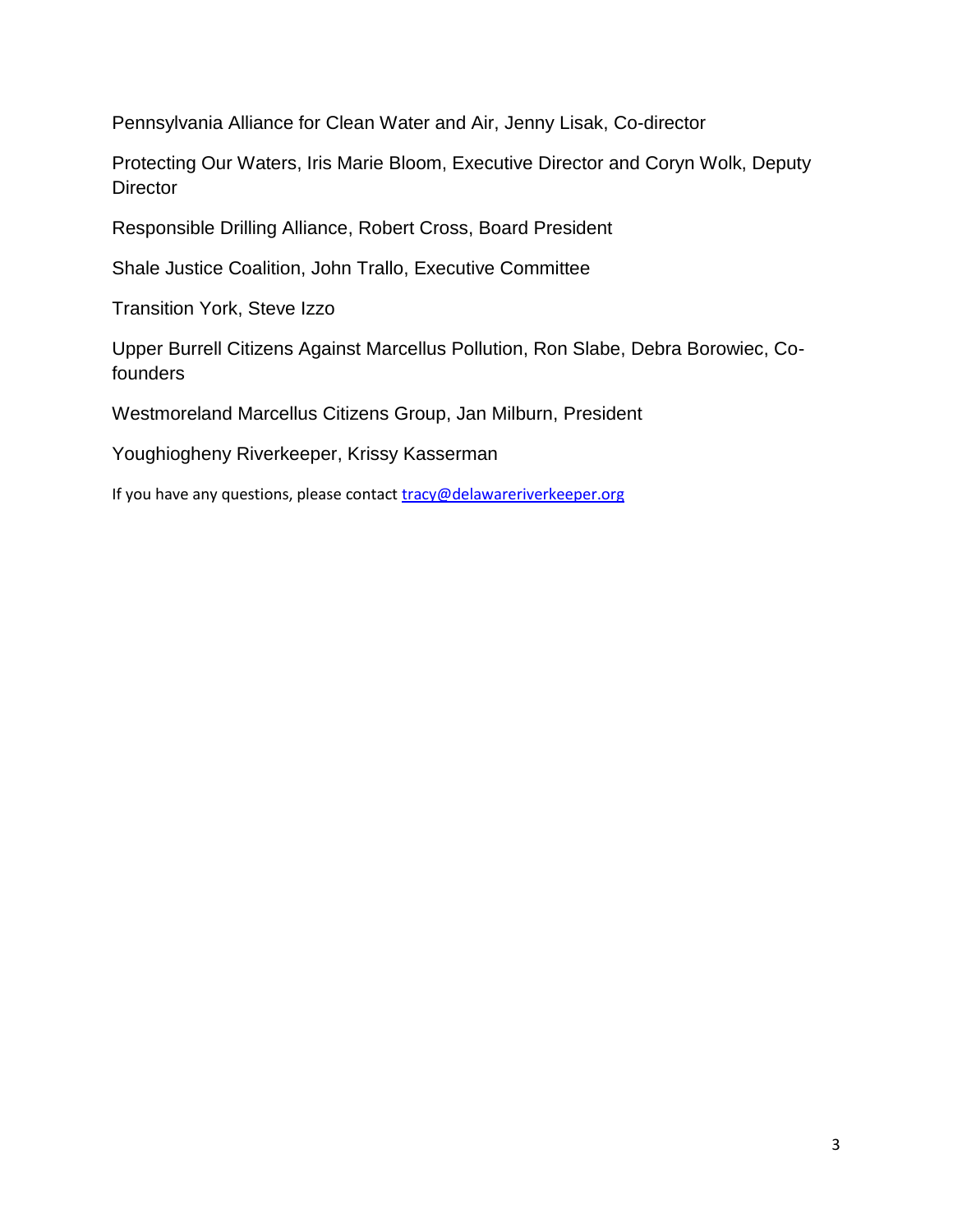Pennsylvania Alliance for Clean Water and Air, Jenny Lisak, Co-director

Protecting Our Waters, Iris Marie Bloom, Executive Director and Coryn Wolk, Deputy Director

Responsible Drilling Alliance, Robert Cross, Board President

Shale Justice Coalition, John Trallo, Executive Committee

Transition York, Steve Izzo

Upper Burrell Citizens Against Marcellus Pollution, Ron Slabe, Debra Borowiec, Co-founders

Westmoreland Marcellus Citizens Group, Jan Milburn, President

Youghiogheny Riverkeeper, Krissy Kasserman

If you have any questions, please contact [tracy@delawareriverkeeper.org](mailto:tracy@delawareriverkeeper.org)